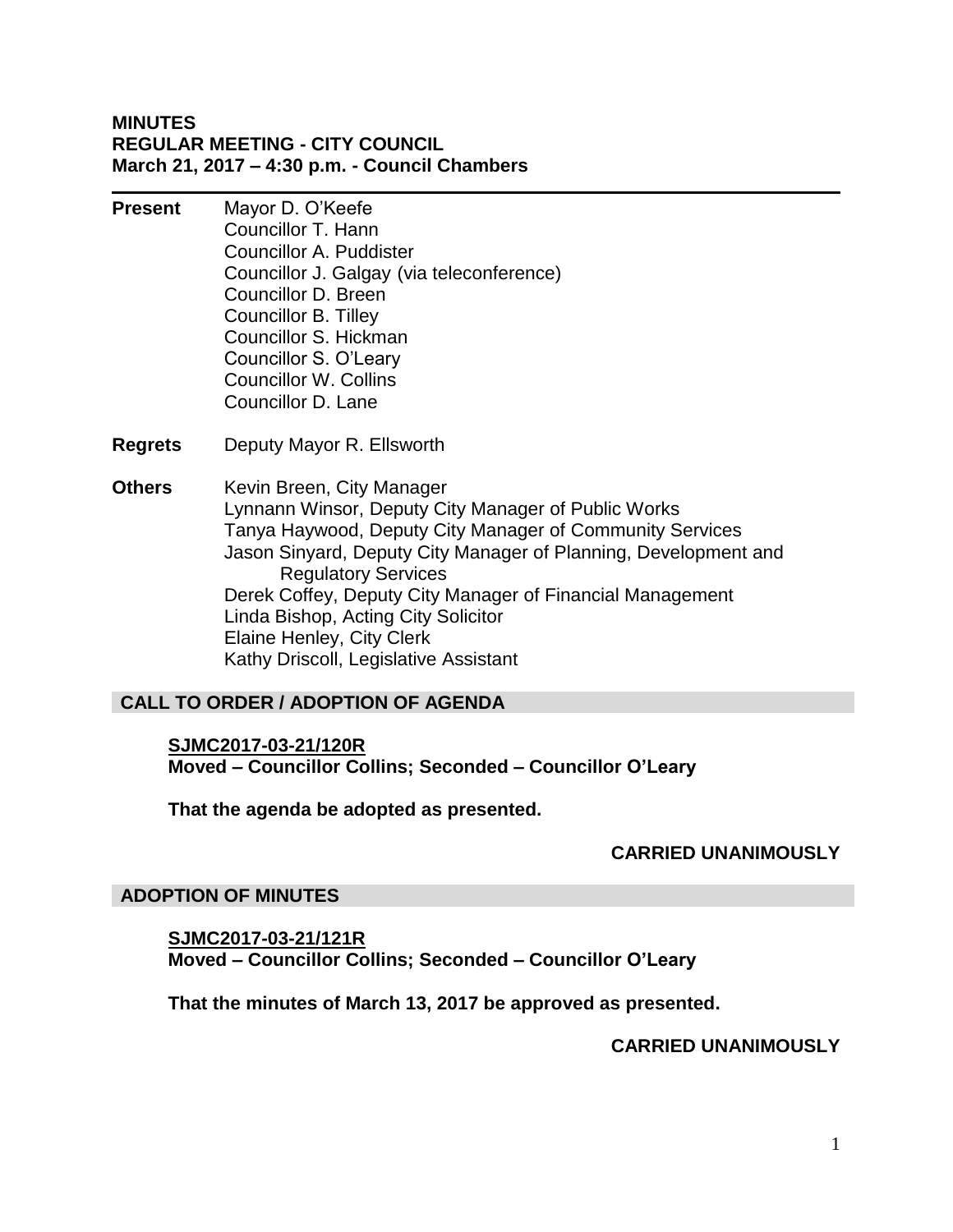**MINUTES**
**REGULAR MEETING - CITY COUNCIL**
**March 21, 2017 – 4:30 p.m. - Council Chambers**

---

**Present**
Mayor D. O'Keefe
Councillor T. Hann
Councillor A. Puddister
Councillor J. Galgay (via teleconference)
Councillor D. Breen
Councillor B. Tilley
Councillor S. Hickman
Councillor S. O'Leary
Councillor W. Collins
Councillor D. Lane

**Regrets**
Deputy Mayor R. Ellsworth

**Others**
Kevin Breen, City Manager
Lynnann Winsor, Deputy City Manager of Public Works
Tanya Haywood, Deputy City Manager of Community Services
Jason Sinyard, Deputy City Manager of Planning, Development and Regulatory Services
Derek Coffey, Deputy City Manager of Financial Management
Linda Bishop, Acting City Solicitor
Elaine Henley, City Clerk
Kathy Driscoll, Legislative Assistant

## CALL TO ORDER / ADOPTION OF AGENDA

**SJMC2017-03-21/120R**
**Moved – Councillor Collins; Seconded – Councillor O'Leary**

**That the agenda be adopted as presented.**

**CARRIED UNANIMOUSLY**

## ADOPTION OF MINUTES

**SJMC2017-03-21/121R**
**Moved – Councillor Collins; Seconded – Councillor O'Leary**

**That the minutes of March 13, 2017 be approved as presented.**

**CARRIED UNANIMOUSLY**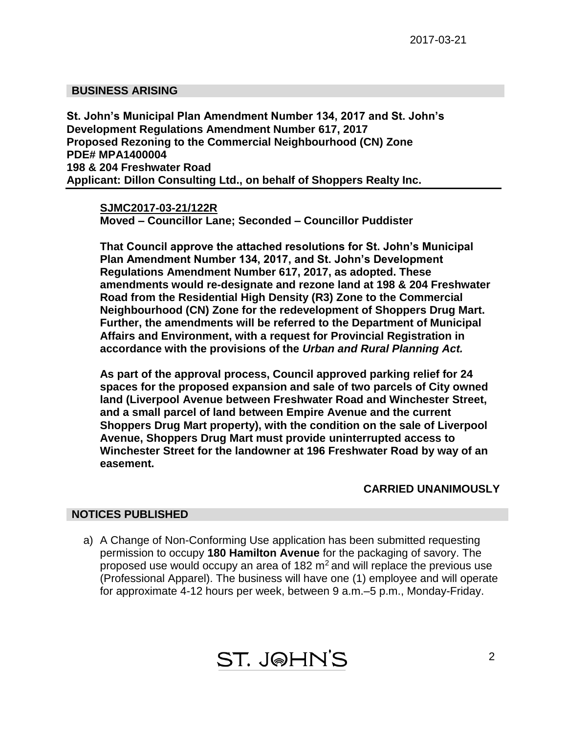## BUSINESS ARISING

**St. John's Municipal Plan Amendment Number 134, 2017 and St. John's Development Regulations Amendment Number 617, 2017**
**Proposed Rezoning to the Commercial Neighbourhood (CN) Zone**
**PDE# MPA1400004**
**198 & 204 Freshwater Road**
**Applicant: Dillon Consulting Ltd., on behalf of Shoppers Realty Inc.**

**SJMC2017-03-21/122R**
**Moved – Councillor Lane; Seconded – Councillor Puddister**

**That Council approve the attached resolutions for St. John's Municipal Plan Amendment Number 134, 2017, and St. John's Development Regulations Amendment Number 617, 2017, as adopted. These amendments would re-designate and rezone land at 198 & 204 Freshwater Road from the Residential High Density (R3) Zone to the Commercial Neighbourhood (CN) Zone for the redevelopment of Shoppers Drug Mart. Further, the amendments will be referred to the Department of Municipal Affairs and Environment, with a request for Provincial Registration in accordance with the provisions of the *Urban and Rural Planning Act.***

**As part of the approval process, Council approved parking relief for 24 spaces for the proposed expansion and sale of two parcels of City owned land (Liverpool Avenue between Freshwater Road and Winchester Street, and a small parcel of land between Empire Avenue and the current Shoppers Drug Mart property), with the condition on the sale of Liverpool Avenue, Shoppers Drug Mart must provide uninterrupted access to Winchester Street for the landowner at 196 Freshwater Road by way of an easement.**

**CARRIED UNANIMOUSLY**

## NOTICES PUBLISHED

a) A Change of Non-Conforming Use application has been submitted requesting permission to occupy **180 Hamilton Avenue** for the packaging of savory. The proposed use would occupy an area of 182 $m^2$ and will replace the previous use (Professional Apparel). The business will have one (1) employee and will operate for approximate 4-12 hours per week, between 9 a.m.–5 p.m., Monday-Friday.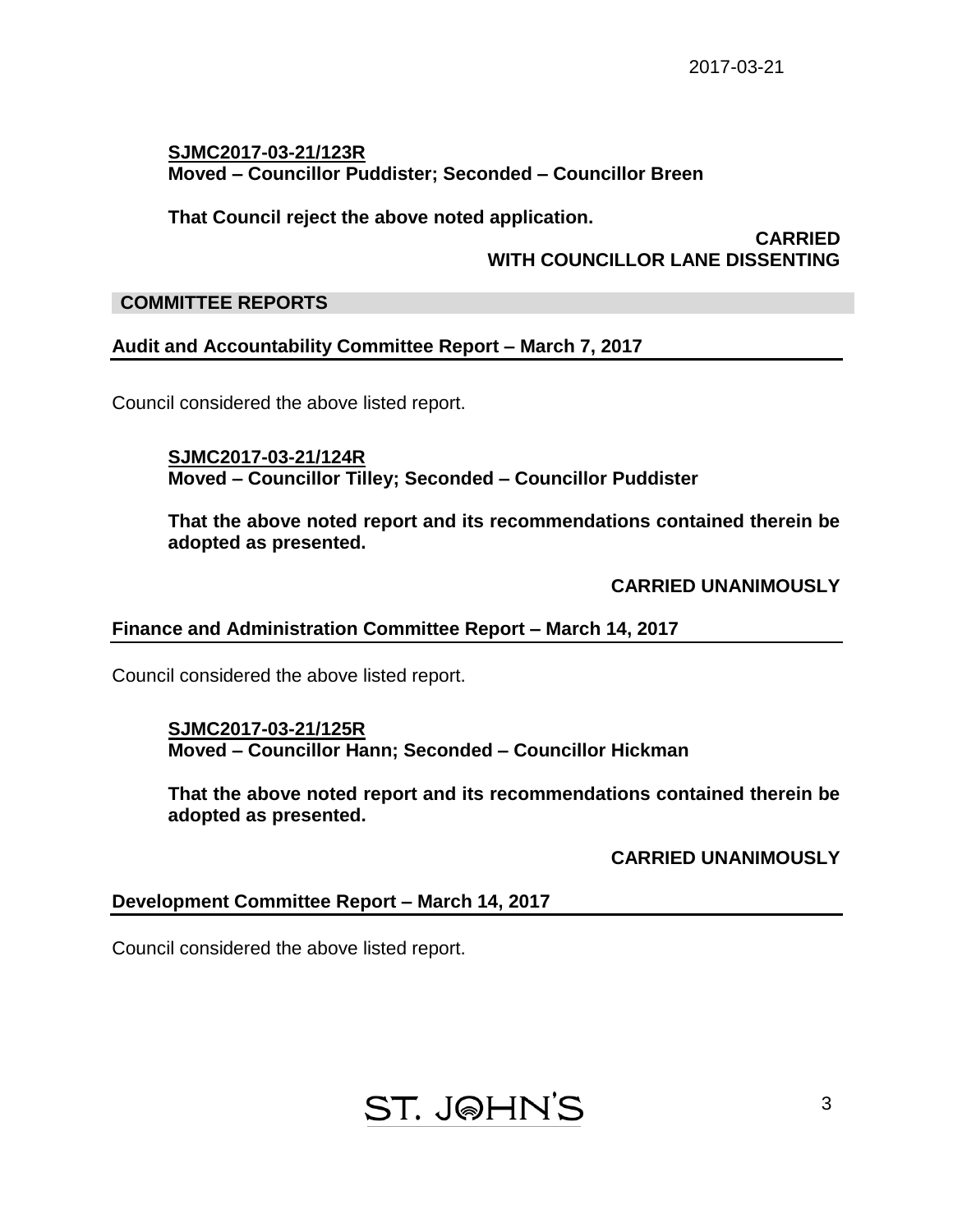**SJMC2017-03-21/123R**
**Moved – Councillor Puddister; Seconded – Councillor Breen**

**That Council reject the above noted application.**

**CARRIED**
**WITH COUNCILLOR LANE DISSENTING**

## COMMITTEE REPORTS

### Audit and Accountability Committee Report – March 7, 2017

Council considered the above listed report.

**SJMC2017-03-21/124R**
**Moved – Councillor Tilley; Seconded – Councillor Puddister**

**That the above noted report and its recommendations contained therein be adopted as presented.**

**CARRIED UNANIMOUSLY**

### Finance and Administration Committee Report – March 14, 2017

Council considered the above listed report.

**SJMC2017-03-21/125R**
**Moved – Councillor Hann; Seconded – Councillor Hickman**

**That the above noted report and its recommendations contained therein be adopted as presented.**

**CARRIED UNANIMOUSLY**

### Development Committee Report – March 14, 2017

Council considered the above listed report.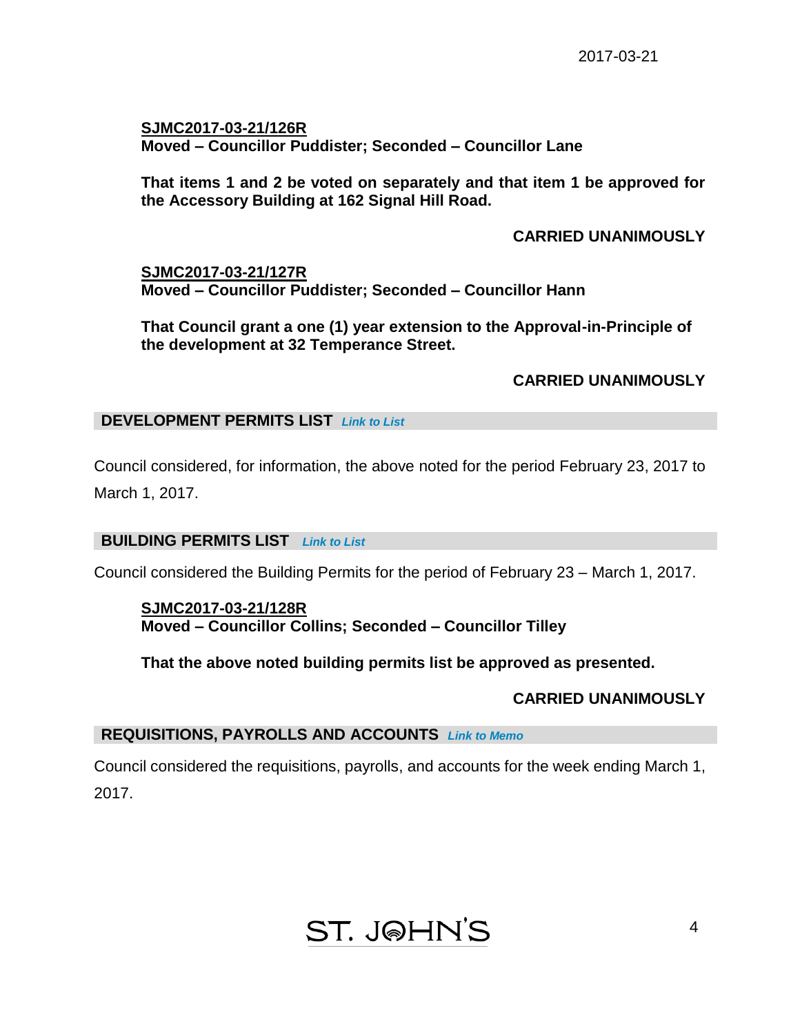**SJMC2017-03-21/126R**
**Moved – Councillor Puddister; Seconded – Councillor Lane**

**That items 1 and 2 be voted on separately and that item 1 be approved for the Accessory Building at 162 Signal Hill Road.**

**CARRIED UNANIMOUSLY**

**SJMC2017-03-21/127R**
**Moved – Councillor Puddister; Seconded – Councillor Hann**

**That Council grant a one (1) year extension to the Approval-in-Principle of the development at 32 Temperance Street.**

**CARRIED UNANIMOUSLY**

## DEVELOPMENT PERMITS LIST *Link to List*

Council considered, for information, the above noted for the period February 23, 2017 to March 1, 2017.

## BUILDING PERMITS LIST *Link to List*

Council considered the Building Permits for the period of February 23 – March 1, 2017.

**SJMC2017-03-21/128R**
**Moved – Councillor Collins; Seconded – Councillor Tilley**

**That the above noted building permits list be approved as presented.**

**CARRIED UNANIMOUSLY**

## REQUISITIONS, PAYROLLS AND ACCOUNTS *Link to Memo*

Council considered the requisitions, payrolls, and accounts for the week ending March 1, 2017.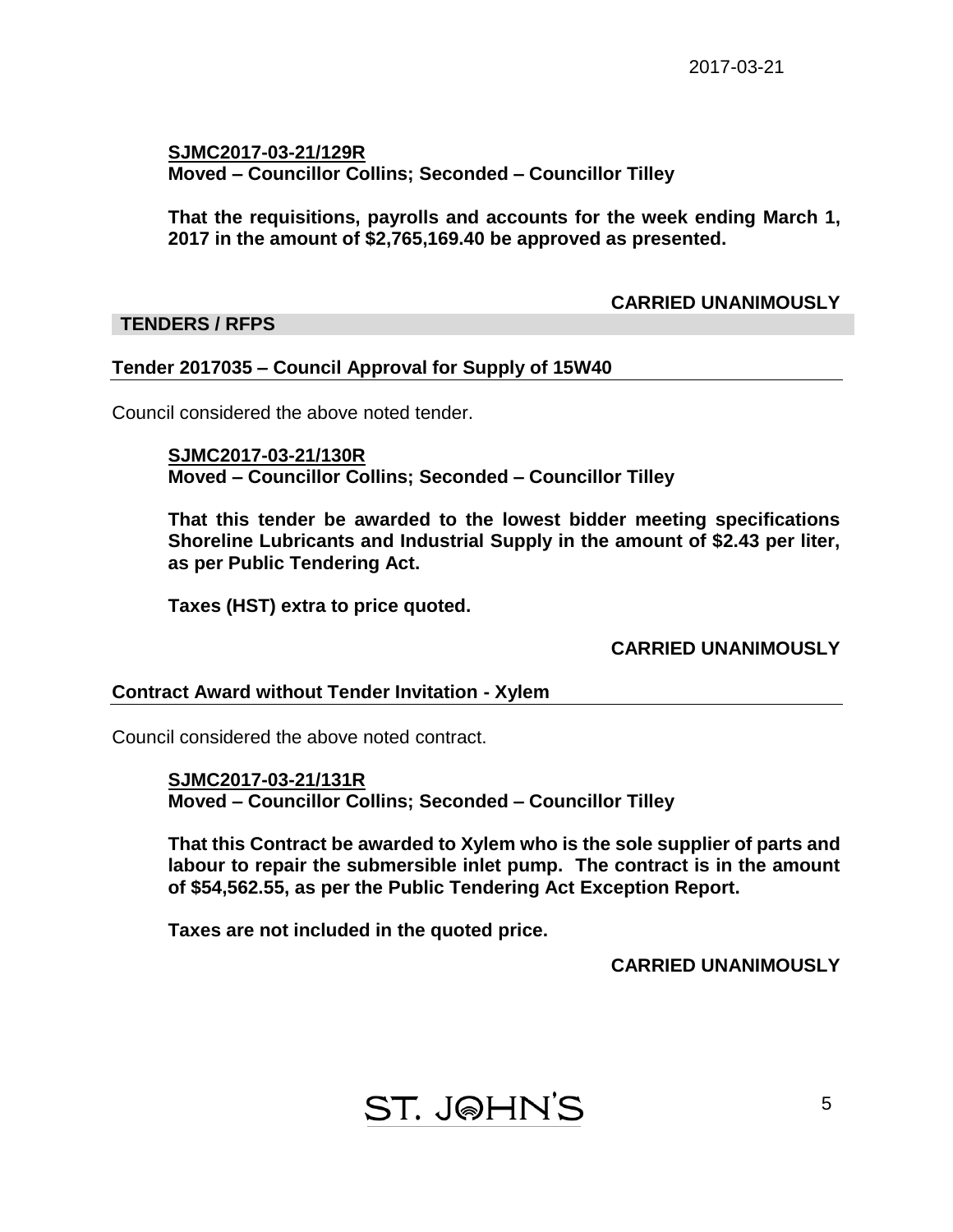**SJMC2017-03-21/129R**
**Moved – Councillor Collins; Seconded – Councillor Tilley**

**That the requisitions, payrolls and accounts for the week ending March 1, 2017 in the amount of $2,765,169.40 be approved as presented.**

**CARRIED UNANIMOUSLY**

## TENDERS / RFPS

### Tender 2017035 – Council Approval for Supply of 15W40

Council considered the above noted tender.

**SJMC2017-03-21/130R**
**Moved – Councillor Collins; Seconded – Councillor Tilley**

**That this tender be awarded to the lowest bidder meeting specifications Shoreline Lubricants and Industrial Supply in the amount of $2.43 per liter, as per Public Tendering Act.**

**Taxes (HST) extra to price quoted.**

**CARRIED UNANIMOUSLY**

### Contract Award without Tender Invitation - Xylem

Council considered the above noted contract.

**SJMC2017-03-21/131R**
**Moved – Councillor Collins; Seconded – Councillor Tilley**

**That this Contract be awarded to Xylem who is the sole supplier of parts and labour to repair the submersible inlet pump. The contract is in the amount of $54,562.55, as per the Public Tendering Act Exception Report.**

**Taxes are not included in the quoted price.**

**CARRIED UNANIMOUSLY**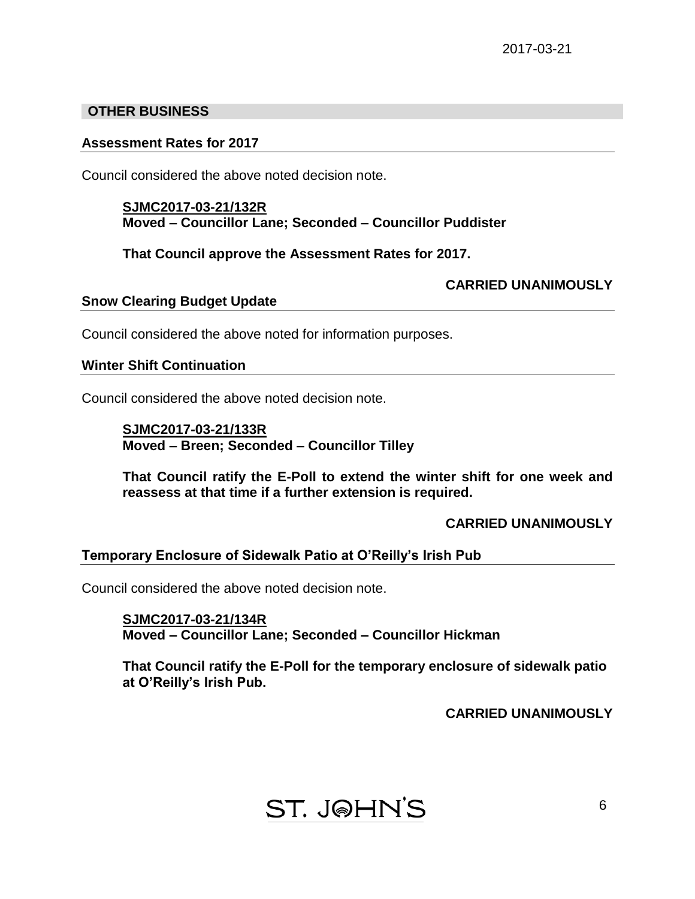## OTHER BUSINESS

### Assessment Rates for 2017

Council considered the above noted decision note.

**SJMC2017-03-21/132R**
**Moved – Councillor Lane; Seconded – Councillor Puddister**

**That Council approve the Assessment Rates for 2017.**

**CARRIED UNANIMOUSLY**

### Snow Clearing Budget Update

Council considered the above noted for information purposes.

### Winter Shift Continuation

Council considered the above noted decision note.

**SJMC2017-03-21/133R**
**Moved – Breen; Seconded – Councillor Tilley**

**That Council ratify the E-Poll to extend the winter shift for one week and reassess at that time if a further extension is required.**

**CARRIED UNANIMOUSLY**

### Temporary Enclosure of Sidewalk Patio at O'Reilly's Irish Pub

Council considered the above noted decision note.

**SJMC2017-03-21/134R**
**Moved – Councillor Lane; Seconded – Councillor Hickman**

**That Council ratify the E-Poll for the temporary enclosure of sidewalk patio at O'Reilly's Irish Pub.**

**CARRIED UNANIMOUSLY**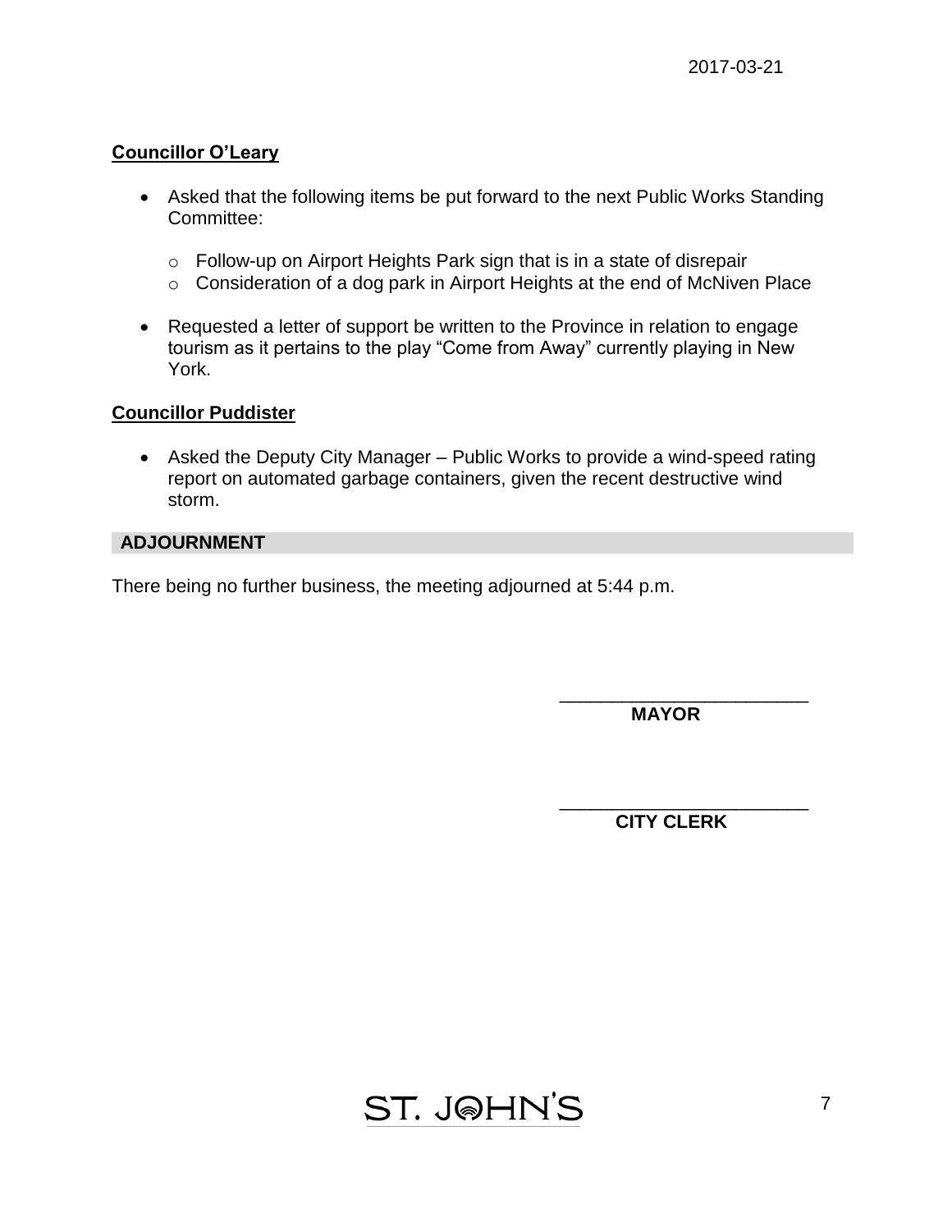**Councillor O'Leary**

- Asked that the following items be put forward to the next Public Works Standing Committee:
  - Follow-up on Airport Heights Park sign that is in a state of disrepair
  - Consideration of a dog park in Airport Heights at the end of McNiven Place
- Requested a letter of support be written to the Province in relation to engage tourism as it pertains to the play "Come from Away" currently playing in New York.

**Councillor Puddister**

- Asked the Deputy City Manager – Public Works to provide a wind-speed rating report on automated garbage containers, given the recent destructive wind storm.

## ADJOURNMENT

There being no further business, the meeting adjourned at 5:44 p.m.

\_\_\_\_\_\_\_\_\_\_\_\_\_\_\_\_\_\_\_\_\_\_\_\_
**MAYOR**

\_\_\_\_\_\_\_\_\_\_\_\_\_\_\_\_\_\_\_\_\_\_\_\_
**CITY CLERK**